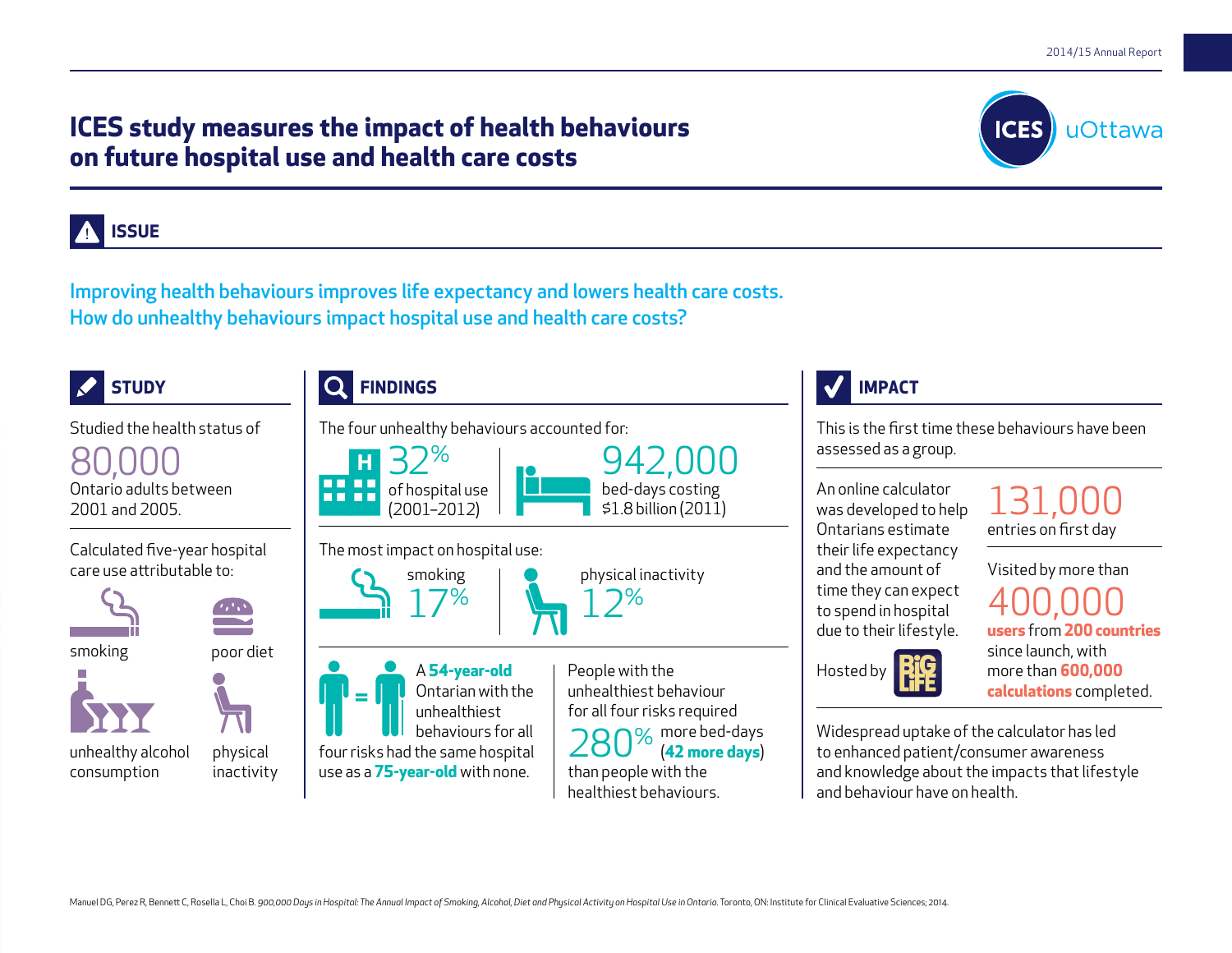# ICES study measures the impact of health behaviours on future hospital use and health care costs

ICES | uOttawa

## ISSUE

**Improving health behaviours improves life expectancy and lowers health care costs. How do unhealthy behaviours impact hospital use and health care costs?**

## STUDY

Studied the health status of

**80,000**

Ontario adults between 2001 and 2005.

Calculated five-year hospital care use attributable to:

- smoking
- poor diet
- unhealthy alcohol consumption
- physical inactivity

## FINDINGS

The four unhealthy behaviours accounted for:

**32%** of hospital use (2001–2012)

**942,000** bed-days costing $1.8 billion (2011)

The most impact on hospital use:

- smoking **17%**
- physical inactivity **12%**

A **54-year-old** Ontarian with the unhealthiest behaviours for all four risks had the same hospital use as a **75-year-old** with none.

People with the unhealthiest behaviour for all four risks required **280%** more bed-days (**42 more days**) than people with the healthiest behaviours.

## IMPACT

This is the first time these behaviours have been assessed as a group.

An online calculator was developed to help Ontarians estimate their life expectancy and the amount of time they can expect to spend in hospital due to their lifestyle.

Hosted by Big Life

**131,000** entries on first day

Visited by more than **400,000 users** from **200 countries** since launch, with more than **600,000 calculations** completed.

Widespread uptake of the calculator has led to enhanced patient/consumer awareness and knowledge about the impacts that lifestyle and behaviour have on health.

Manuel DG, Perez R, Bennett C, Rosella L, Choi B. *900,000 Days in Hospital: The Annual Impact of Smoking, Alcohol, Diet and Physical Activity on Hospital Use in Ontario.* Toronto, ON: Institute for Clinical Evaluative Sciences; 2014.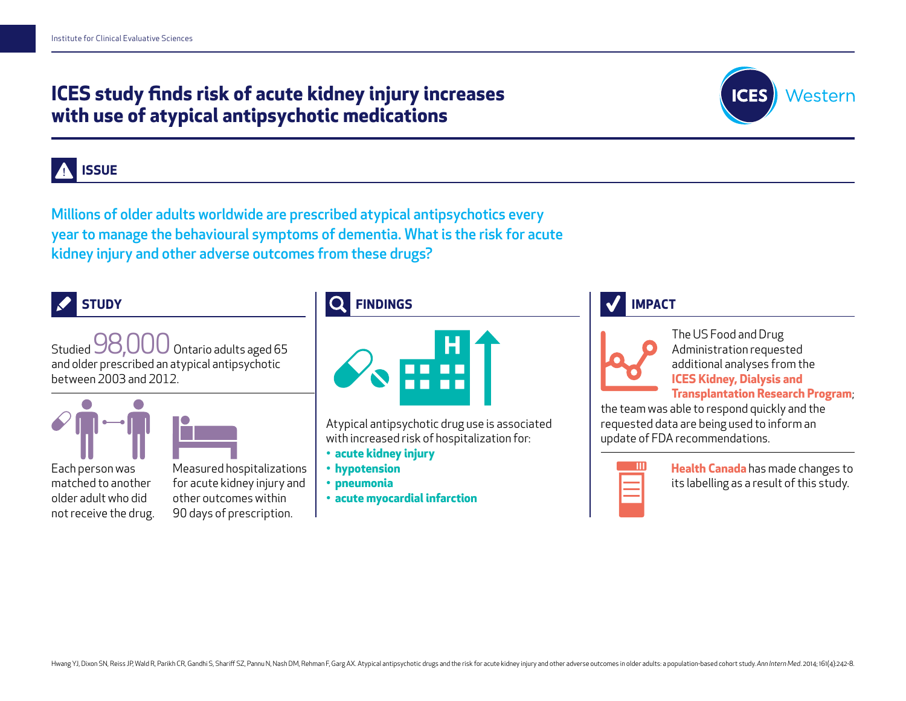# ICES study finds risk of acute kidney injury increases with use of atypical antipsychotic medications

ICES Western

## ISSUE

Millions of older adults worldwide are prescribed atypical antipsychotics every year to manage the behavioural symptoms of dementia. What is the risk for acute kidney injury and other adverse outcomes from these drugs?

## STUDY

Studied 98,000 Ontario adults aged 65 and older prescribed an atypical antipsychotic between 2003 and 2012.

Each person was matched to another older adult who did not receive the drug.

Measured hospitalizations for acute kidney injury and other outcomes within 90 days of prescription.

## FINDINGS

Atypical antipsychotic drug use is associated with increased risk of hospitalization for:

- **acute kidney injury**
- **hypotension**
- **pneumonia**
- **acute myocardial infarction**

## IMPACT

The US Food and Drug Administration requested additional analyses from the **ICES Kidney, Dialysis and Transplantation Research Program**; the team was able to respond quickly and the requested data are being used to inform an update of FDA recommendations.

**Health Canada** has made changes to its labelling as a result of this study.

Hwang YJ, Dixon SN, Reiss JP, Wald R, Parikh CR, Gandhi S, Shariff SZ, Pannu N, Nash DM, Rehman F, Garg AX. Atypical antipsychotic drugs and the risk for acute kidney injury and other adverse outcomes in older adults: a population-based cohort study. *Ann Intern Med*. 2014; 161(4):242-8.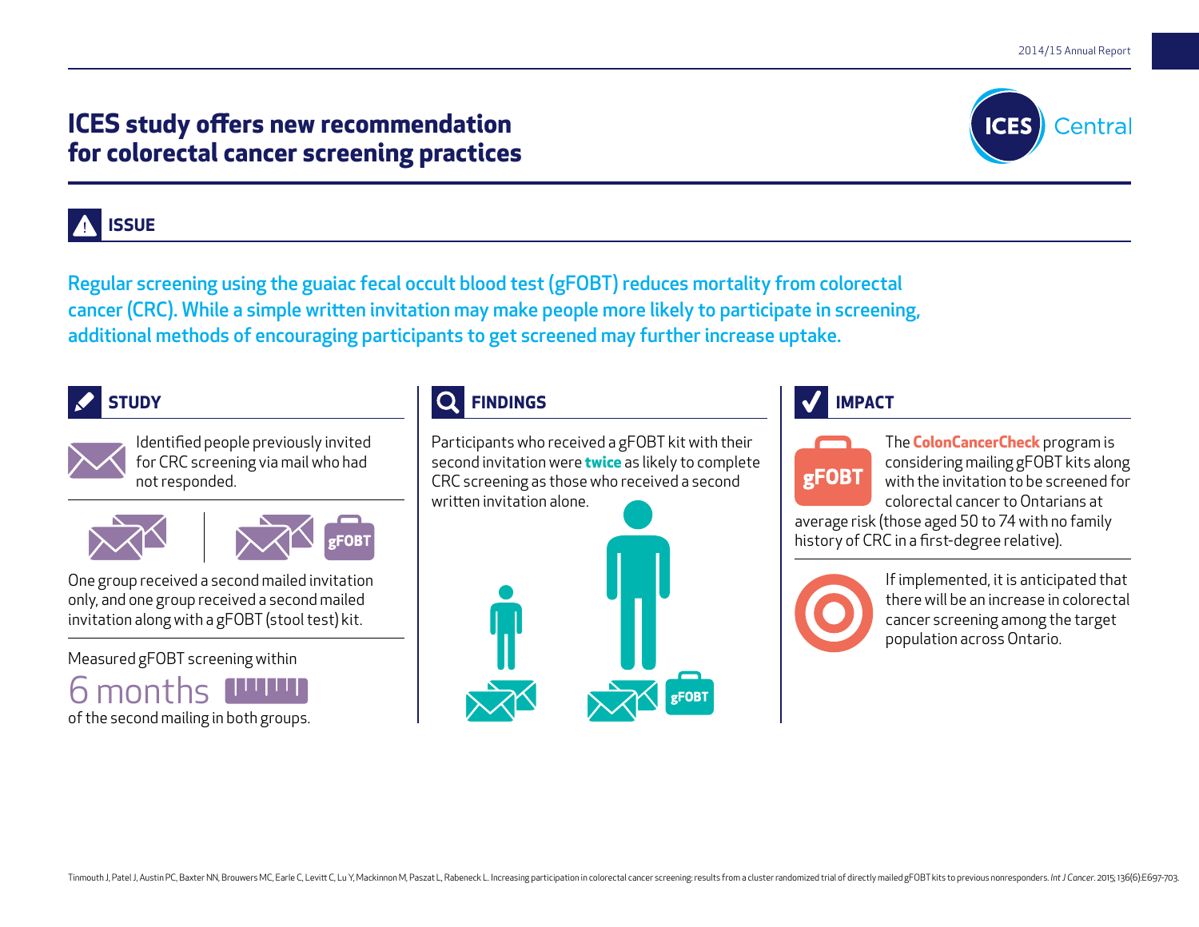# ICES study offers new recommendation for colorectal cancer screening practices

ICES Central

## ISSUE

**Regular screening using the guaiac fecal occult blood test (gFOBT) reduces mortality from colorectal cancer (CRC). While a simple written invitation may make people more likely to participate in screening, additional methods of encouraging participants to get screened may further increase uptake.**

## STUDY

Identified people previously invited for CRC screening via mail who had not responded.

One group received a second mailed invitation only, and one group received a second mailed invitation along with a gFOBT (stool test) kit.

Measured gFOBT screening within

6 months

of the second mailing in both groups.

## FINDINGS

Participants who received a gFOBT kit with their second invitation were **twice** as likely to complete CRC screening as those who received a second written invitation alone.

## IMPACT

The **ColonCancerCheck** program is considering mailing gFOBT kits along with the invitation to be screened for colorectal cancer to Ontarians at average risk (those aged 50 to 74 with no family history of CRC in a first-degree relative).

If implemented, it is anticipated that there will be an increase in colorectal cancer screening among the target population across Ontario.

Tinmouth J, Patel J, Austin PC, Baxter NN, Brouwers MC, Earle C, Levitt C, Lu Y, Mackinnon M, Paszat L, Rabeneck L. Increasing participation in colorectal cancer screening: results from a cluster randomized trial of directly mailed gFOBT kits to previous nonresponders. *Int J Cancer*. 2015; 136(6):E697-703.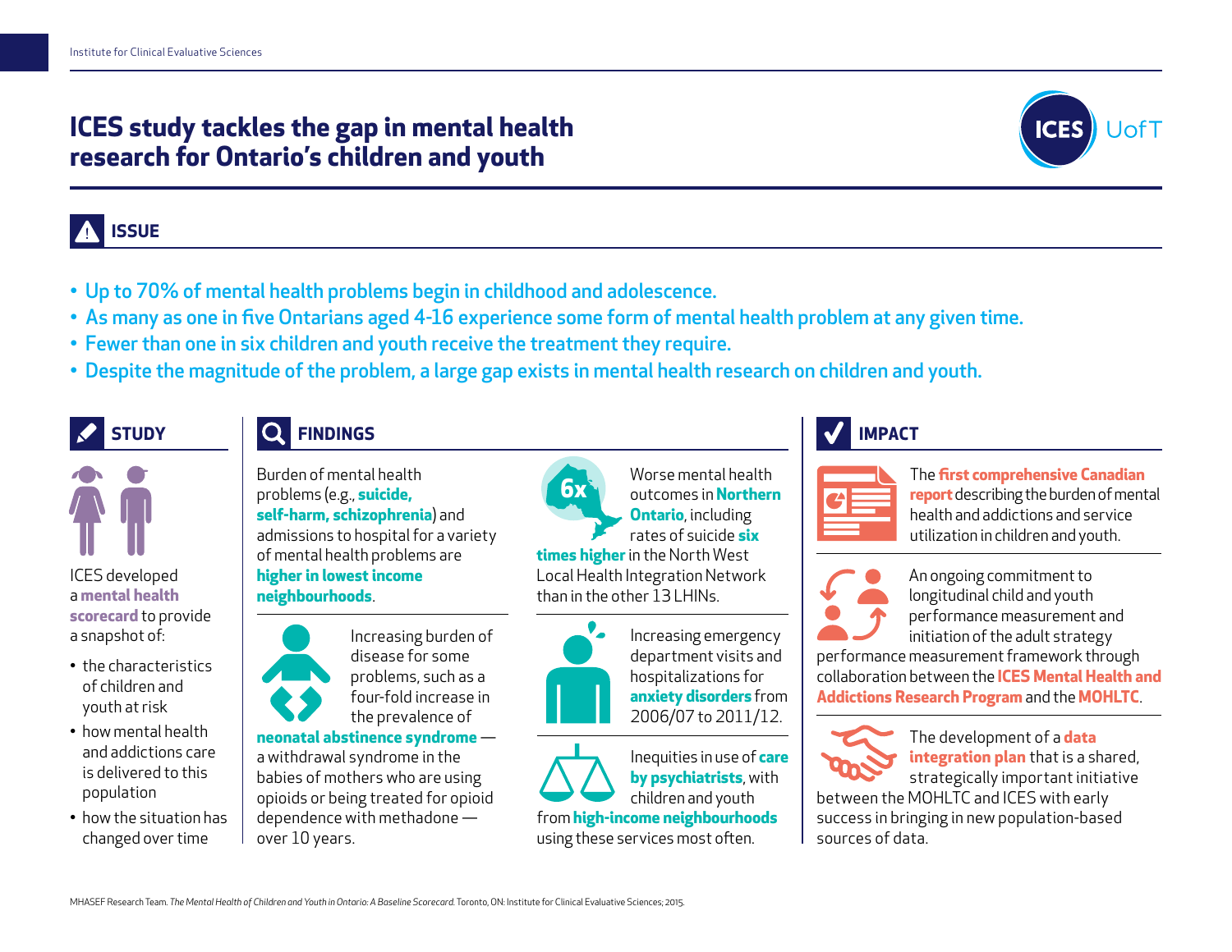# ICES study tackles the gap in mental health research for Ontario's children and youth

## ISSUE

- Up to 70% of mental health problems begin in childhood and adolescence.
- As many as one in five Ontarians aged 4-16 experience some form of mental health problem at any given time.
- Fewer than one in six children and youth receive the treatment they require.
- Despite the magnitude of the problem, a large gap exists in mental health research on children and youth.

## STUDY

ICES developed a **mental health scorecard** to provide a snapshot of:

- the characteristics of children and youth at risk
- how mental health and addictions care is delivered to this population
- how the situation has changed over time

## FINDINGS

Burden of mental health problems (e.g., **suicide, self-harm, schizophrenia**) and admissions to hospital for a variety of mental health problems are **higher in lowest income neighbourhoods**.

Increasing burden of disease for some problems, such as a four-fold increase in the prevalence of **neonatal abstinence syndrome** — a withdrawal syndrome in the babies of mothers who are using opioids or being treated for opioid dependence with methadone — over 10 years.

6x

Worse mental health outcomes in **Northern Ontario**, including rates of suicide **six times higher** in the North West Local Health Integration Network than in the other 13 LHINs.

Increasing emergency department visits and hospitalizations for **anxiety disorders** from 2006/07 to 2011/12.

Inequities in use of **care by psychiatrists**, with children and youth from **high-income neighbourhoods** using these services most often.

## IMPACT

The **first comprehensive Canadian report** describing the burden of mental health and addictions and service utilization in children and youth.

An ongoing commitment to longitudinal child and youth performance measurement and initiation of the adult strategy performance measurement framework through collaboration between the **ICES Mental Health and Addictions Research Program** and the **MOHLTC**.

The development of a **data integration plan** that is a shared, strategically important initiative between the MOHLTC and ICES with early success in bringing in new population-based sources of data.

MHASEF Research Team. *The Mental Health of Children and Youth in Ontario: A Baseline Scorecard.* Toronto, ON: Institute for Clinical Evaluative Sciences; 2015.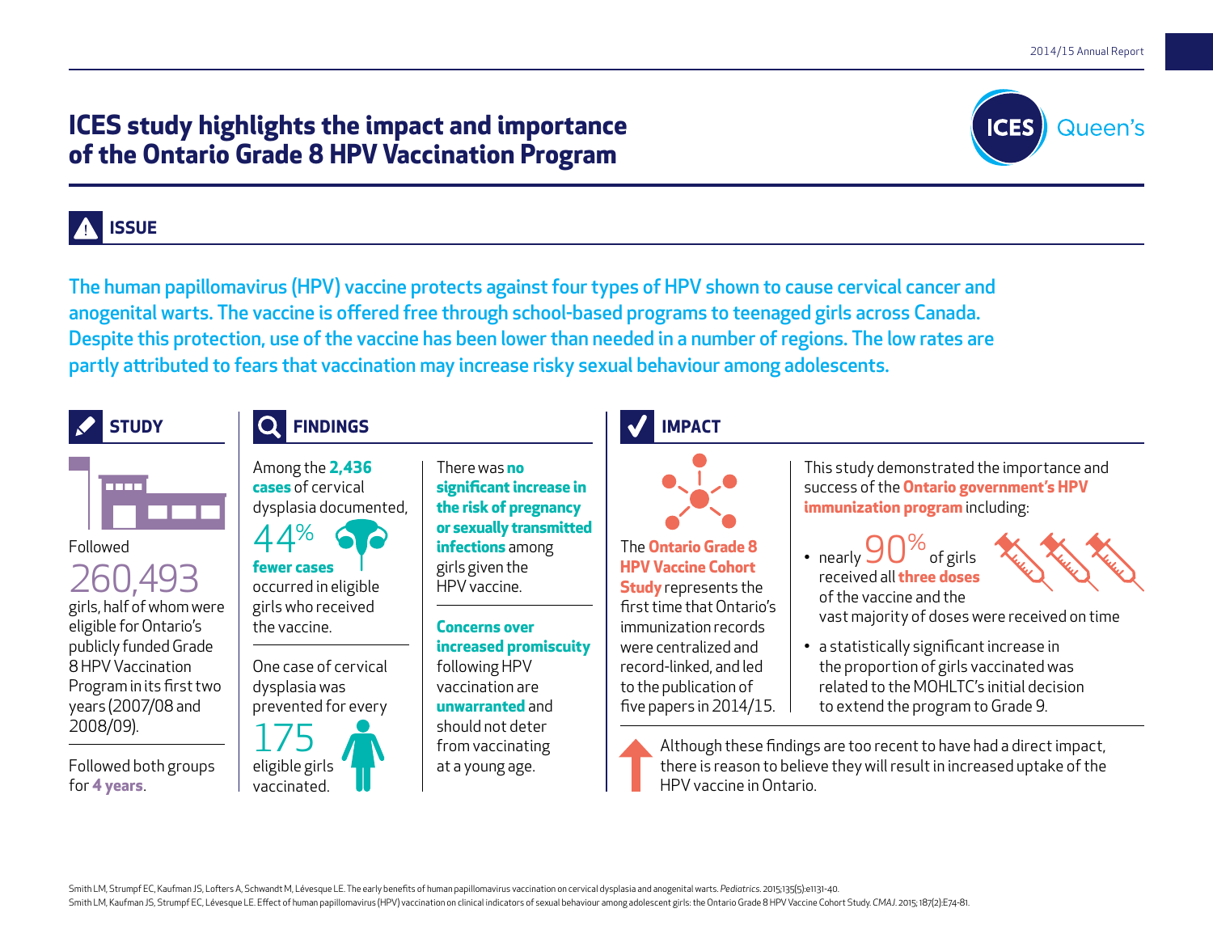# ICES study highlights the impact and importance of the Ontario Grade 8 HPV Vaccination Program

## ISSUE

The human papillomavirus (HPV) vaccine protects against four types of HPV shown to cause cervical cancer and anogenital warts. The vaccine is offered free through school-based programs to teenaged girls across Canada. Despite this protection, use of the vaccine has been lower than needed in a number of regions. The low rates are partly attributed to fears that vaccination may increase risky sexual behaviour among adolescents.

## STUDY

Followed 260,493 girls, half of whom were eligible for Ontario's publicly funded Grade 8 HPV Vaccination Program in its first two years (2007/08 and 2008/09).

Followed both groups for **4 years**.

## FINDINGS

Among the **2,436 cases** of cervical dysplasia documented, 44% **fewer cases** occurred in eligible girls who received the vaccine.

One case of cervical dysplasia was prevented for every 175 eligible girls vaccinated.

There was **no significant increase in the risk of pregnancy or sexually transmitted infections** among girls given the HPV vaccine.

**Concerns over increased promiscuity** following HPV vaccination are **unwarranted** and should not deter from vaccinating at a young age.

## IMPACT

The **Ontario Grade 8 HPV Vaccine Cohort Study** represents the first time that Ontario's immunization records were centralized and record-linked, and led to the publication of five papers in 2014/15.

This study demonstrated the importance and success of the **Ontario government's HPV immunization program** including:

- nearly 90% of girls received all **three doses** of the vaccine and the vast majority of doses were received on time
- a statistically significant increase in the proportion of girls vaccinated was related to the MOHLTC's initial decision to extend the program to Grade 9.

Although these findings are too recent to have had a direct impact, there is reason to believe they will result in increased uptake of the HPV vaccine in Ontario.

Smith LM, Strumpf EC, Kaufman JS, Lofters A, Schwandt M, Lévesque LE. The early benefits of human papillomavirus vaccination on cervical dysplasia and anogenital warts. *Pediatrics*. 2015;135(5):e1131-40.

Smith LM, Kaufman JS, Strumpf EC, Lévesque LE. Effect of human papillomavirus (HPV) vaccination on clinical indicators of sexual behaviour among adolescent girls: the Ontario Grade 8 HPV Vaccine Cohort Study. *CMAJ*. 2015;187(2):E74-81.